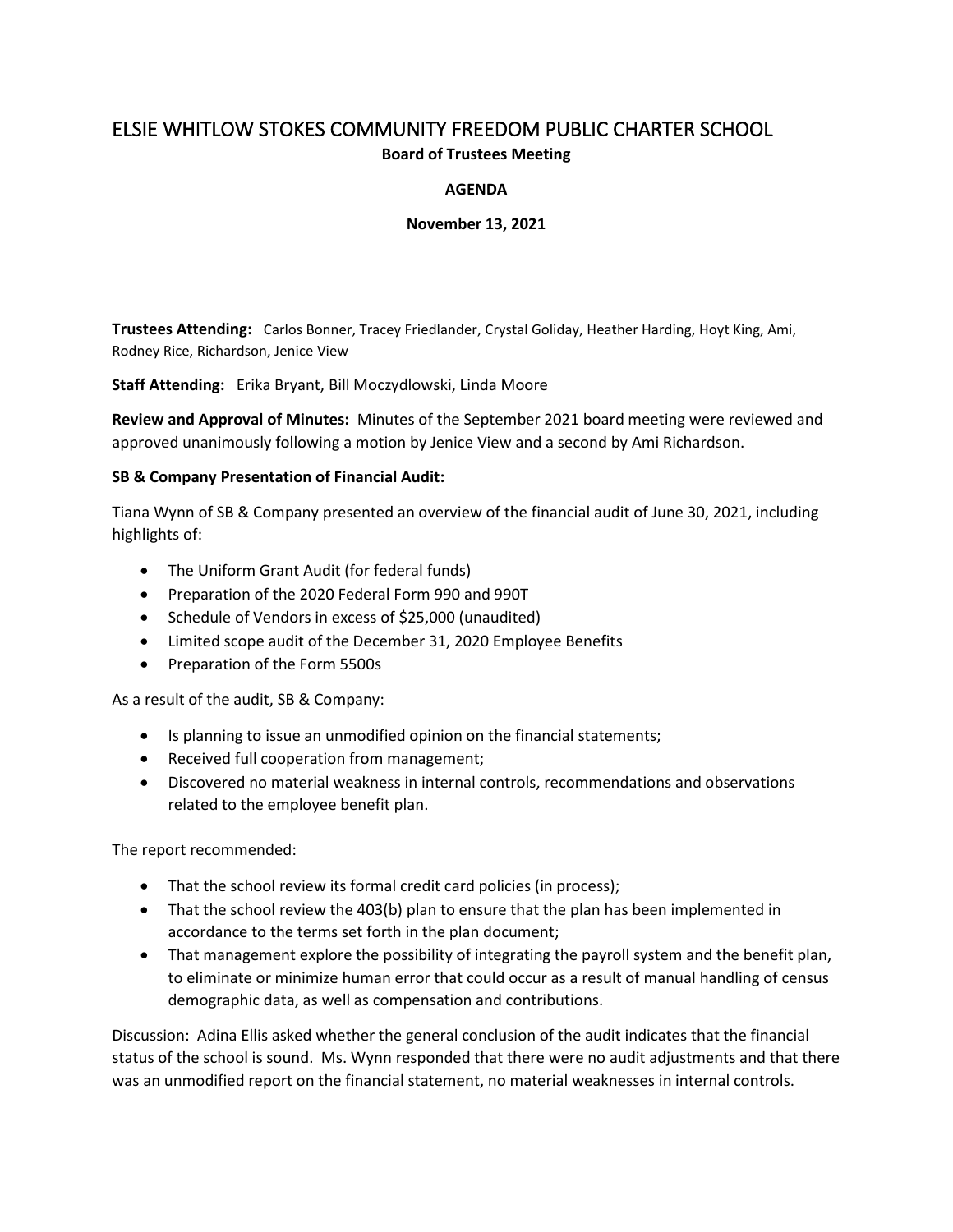# ELSIE WHITLOW STOKES COMMUNITY FREEDOM PUBLIC CHARTER SCHOOL

**Board of Trustees Meeting**

**AGENDA**

**November 13, 2021**

**Trustees Attending:** Carlos Bonner, Tracey Friedlander, Crystal Goliday, Heather Harding, Hoyt King, Ami, Rodney Rice, Richardson, Jenice View

**Staff Attending:** Erika Bryant, Bill Moczydlowski, Linda Moore

**Review and Approval of Minutes:** Minutes of the September 2021 board meeting were reviewed and approved unanimously following a motion by Jenice View and a second by Ami Richardson.

**SB & Company Presentation of Financial Audit:**

Tiana Wynn of SB & Company presented an overview of the financial audit of June 30, 2021, including highlights of:

- The Uniform Grant Audit (for federal funds)
- Preparation of the 2020 Federal Form 990 and 990T
- Schedule of Vendors in excess of $25,000 (unaudited)
- Limited scope audit of the December 31, 2020 Employee Benefits
- Preparation of the Form 5500s

As a result of the audit, SB & Company:

- Is planning to issue an unmodified opinion on the financial statements;
- Received full cooperation from management;
- Discovered no material weakness in internal controls, recommendations and observations related to the employee benefit plan.

The report recommended:

- That the school review its formal credit card policies (in process);
- That the school review the 403(b) plan to ensure that the plan has been implemented in accordance to the terms set forth in the plan document;
- That management explore the possibility of integrating the payroll system and the benefit plan, to eliminate or minimize human error that could occur as a result of manual handling of census demographic data, as well as compensation and contributions.

Discussion: Adina Ellis asked whether the general conclusion of the audit indicates that the financial status of the school is sound. Ms. Wynn responded that there were no audit adjustments and that there was an unmodified report on the financial statement, no material weaknesses in internal controls.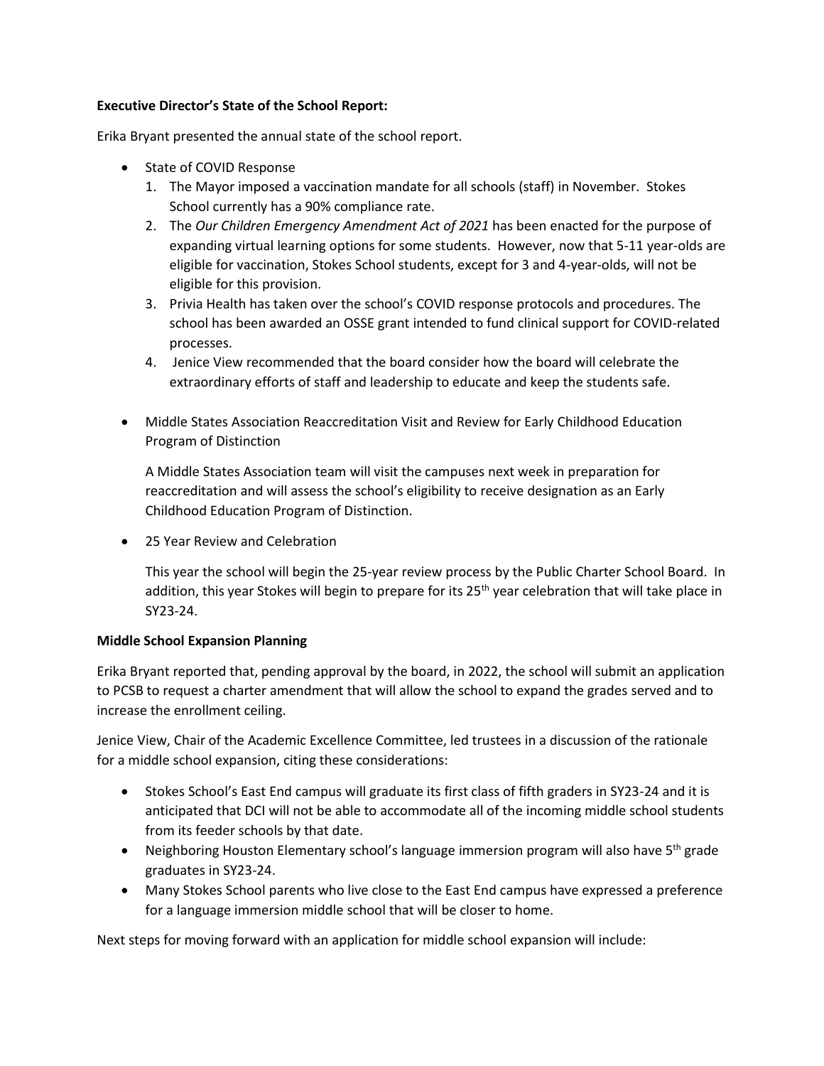**Executive Director's State of the School Report:**

Erika Bryant presented the annual state of the school report.

- State of COVID Response
  1. The Mayor imposed a vaccination mandate for all schools (staff) in November. Stokes School currently has a 90% compliance rate.
  2. The *Our Children Emergency Amendment Act of 2021* has been enacted for the purpose of expanding virtual learning options for some students. However, now that 5-11 year-olds are eligible for vaccination, Stokes School students, except for 3 and 4-year-olds, will not be eligible for this provision.
  3. Privia Health has taken over the school's COVID response protocols and procedures. The school has been awarded an OSSE grant intended to fund clinical support for COVID-related processes.
  4. Jenice View recommended that the board consider how the board will celebrate the extraordinary efforts of staff and leadership to educate and keep the students safe.

- Middle States Association Reaccreditation Visit and Review for Early Childhood Education Program of Distinction

  A Middle States Association team will visit the campuses next week in preparation for reaccreditation and will assess the school's eligibility to receive designation as an Early Childhood Education Program of Distinction.

- 25 Year Review and Celebration

  This year the school will begin the 25-year review process by the Public Charter School Board. In addition, this year Stokes will begin to prepare for its 25th year celebration that will take place in SY23-24.

**Middle School Expansion Planning**

Erika Bryant reported that, pending approval by the board, in 2022, the school will submit an application to PCSB to request a charter amendment that will allow the school to expand the grades served and to increase the enrollment ceiling.

Jenice View, Chair of the Academic Excellence Committee, led trustees in a discussion of the rationale for a middle school expansion, citing these considerations:

- Stokes School's East End campus will graduate its first class of fifth graders in SY23-24 and it is anticipated that DCI will not be able to accommodate all of the incoming middle school students from its feeder schools by that date.
- Neighboring Houston Elementary school's language immersion program will also have 5th grade graduates in SY23-24.
- Many Stokes School parents who live close to the East End campus have expressed a preference for a language immersion middle school that will be closer to home.

Next steps for moving forward with an application for middle school expansion will include: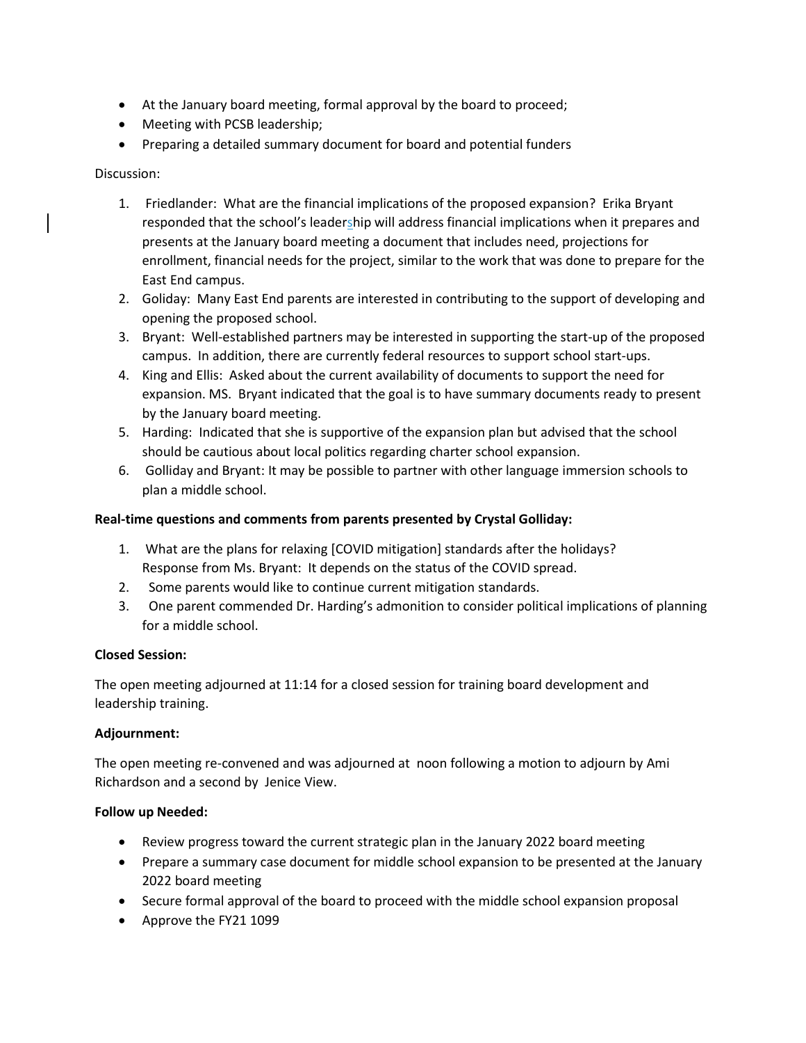- At the January board meeting, formal approval by the board to proceed;
- Meeting with PCSB leadership;
- Preparing a detailed summary document for board and potential funders

Discussion:

1. Friedlander: What are the financial implications of the proposed expansion? Erika Bryant responded that the school's leadership will address financial implications when it prepares and presents at the January board meeting a document that includes need, projections for enrollment, financial needs for the project, similar to the work that was done to prepare for the East End campus.
2. Goliday: Many East End parents are interested in contributing to the support of developing and opening the proposed school.
3. Bryant: Well-established partners may be interested in supporting the start-up of the proposed campus. In addition, there are currently federal resources to support school start-ups.
4. King and Ellis: Asked about the current availability of documents to support the need for expansion. MS. Bryant indicated that the goal is to have summary documents ready to present by the January board meeting.
5. Harding: Indicated that she is supportive of the expansion plan but advised that the school should be cautious about local politics regarding charter school expansion.
6. Golliday and Bryant: It may be possible to partner with other language immersion schools to plan a middle school.

**Real-time questions and comments from parents presented by Crystal Golliday:**

1. What are the plans for relaxing [COVID mitigation] standards after the holidays? Response from Ms. Bryant: It depends on the status of the COVID spread.
2. Some parents would like to continue current mitigation standards.
3. One parent commended Dr. Harding's admonition to consider political implications of planning for a middle school.

**Closed Session:**

The open meeting adjourned at 11:14 for a closed session for training board development and leadership training.

**Adjournment:**

The open meeting re-convened and was adjourned at noon following a motion to adjourn by Ami Richardson and a second by Jenice View.

**Follow up Needed:**

- Review progress toward the current strategic plan in the January 2022 board meeting
- Prepare a summary case document for middle school expansion to be presented at the January 2022 board meeting
- Secure formal approval of the board to proceed with the middle school expansion proposal
- Approve the FY21 1099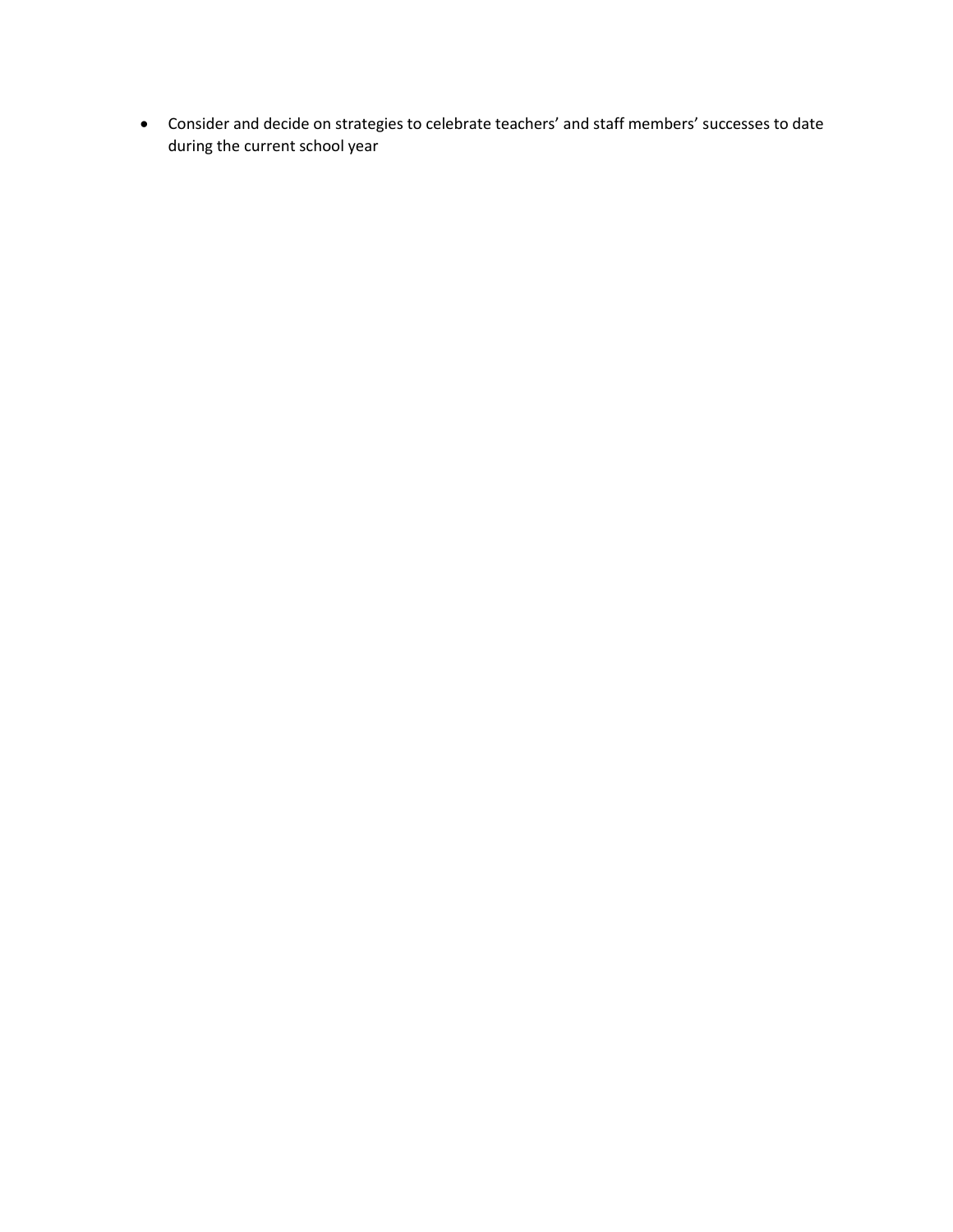- Consider and decide on strategies to celebrate teachers' and staff members' successes to date during the current school year